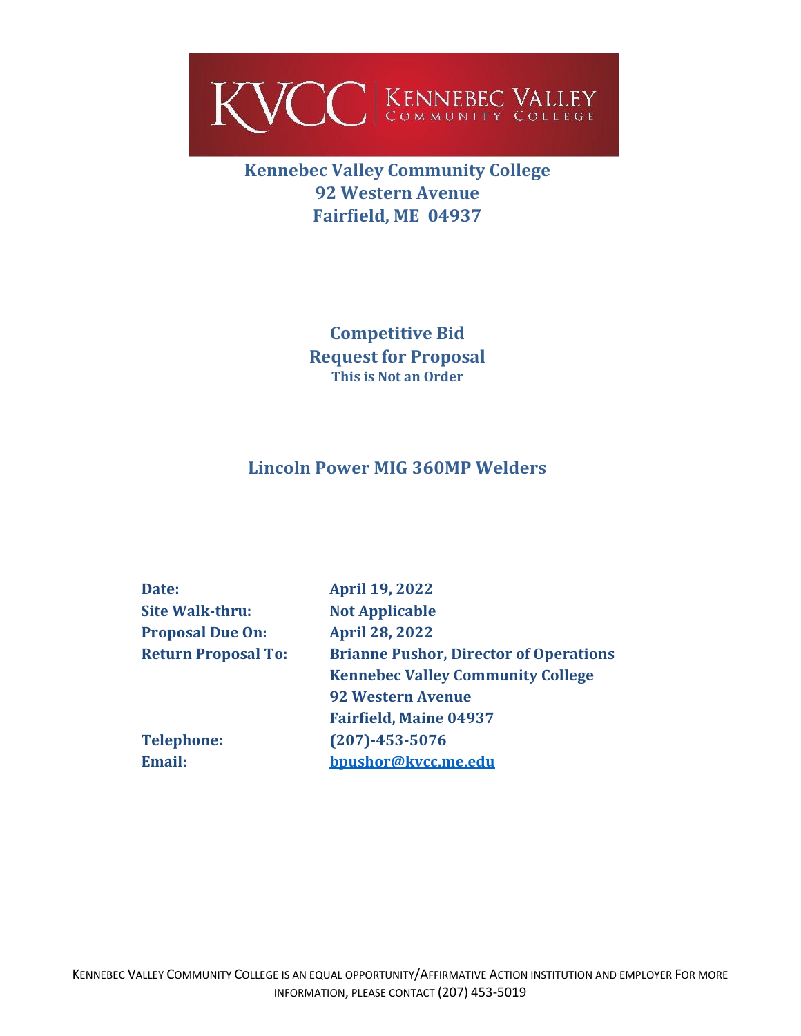KVCC | KENNEBEC VALLEY COMMUNITY COLLEGE

# Kennebec Valley Community College
## 92 Western Avenue
## Fairfield, ME 04937

## Competitive Bid
## Request for Proposal
**This is Not an Order**

## Lincoln Power MIG 360MP Welders

| | |
|---|---|
| **Date:** | **April 19, 2022** |
| **Site Walk-thru:** | **Not Applicable** |
| **Proposal Due On:** | **April 28, 2022** |
| **Return Proposal To:** | **Brianne Pushor, Director of Operations**<br>**Kennebec Valley Community College**<br>**92 Western Avenue**<br>**Fairfield, Maine 04937** |
| **Telephone:** | **(207)-453-5076** |
| **Email:** | **bpushor@kvcc.me.edu** |

KENNEBEC VALLEY COMMUNITY COLLEGE IS AN EQUAL OPPORTUNITY/AFFIRMATIVE ACTION INSTITUTION AND EMPLOYER FOR MORE INFORMATION, PLEASE CONTACT (207) 453-5019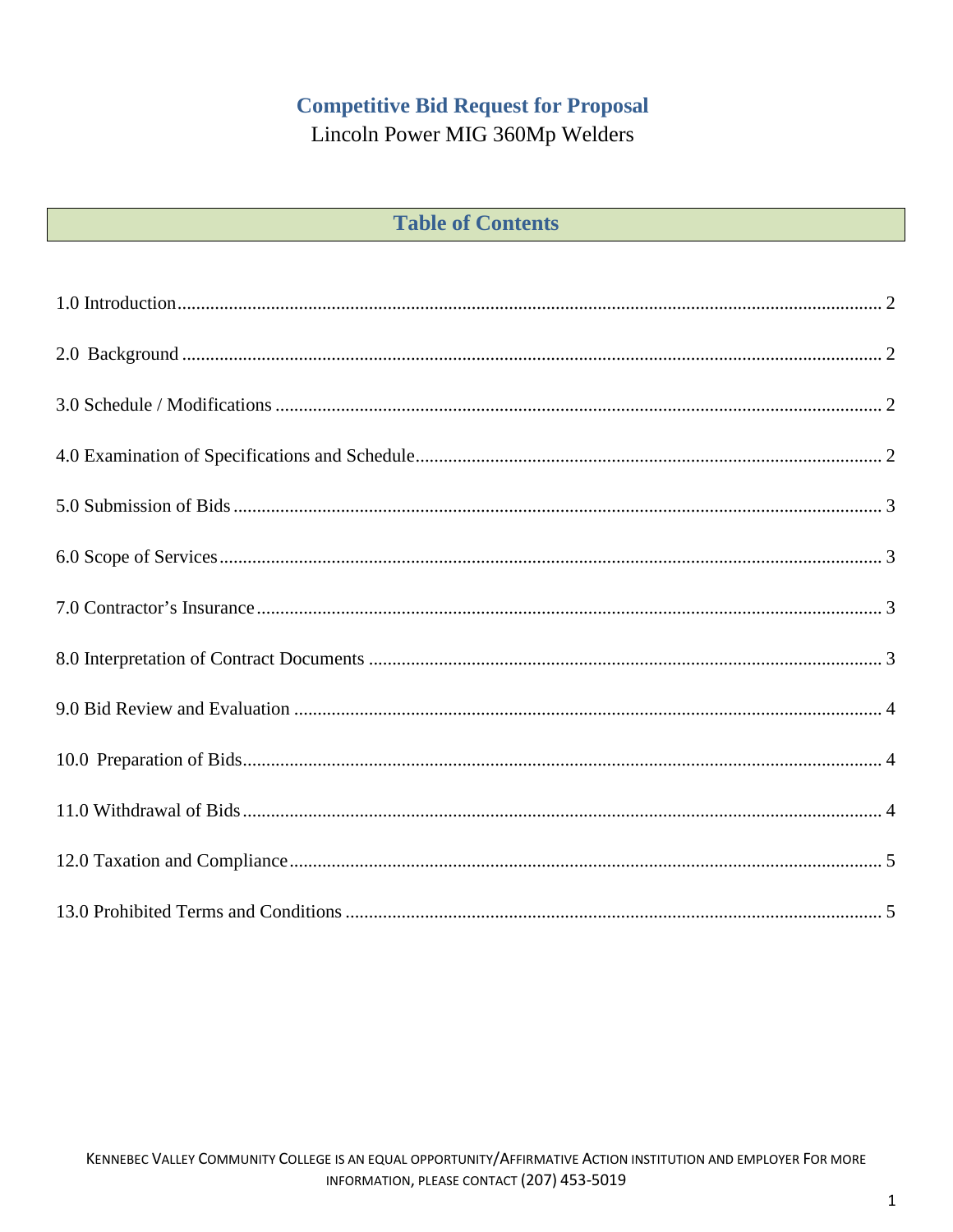# Competitive Bid Request for Proposal

Lincoln Power MIG 360Mp Welders

## Table of Contents

1.0 Introduction ..................................................................... 2

2.0 Background ..................................................................... 2

3.0 Schedule / Modifications ..................................................................... 2

4.0 Examination of Specifications and Schedule ..................................................................... 2

5.0 Submission of Bids ..................................................................... 3

6.0 Scope of Services ..................................................................... 3

7.0 Contractor's Insurance ..................................................................... 3

8.0 Interpretation of Contract Documents ..................................................................... 3

9.0 Bid Review and Evaluation ..................................................................... 4

10.0 Preparation of Bids ..................................................................... 4

11.0 Withdrawal of Bids ..................................................................... 4

12.0 Taxation and Compliance ..................................................................... 5

13.0 Prohibited Terms and Conditions ..................................................................... 5

KENNEBEC VALLEY COMMUNITY COLLEGE IS AN EQUAL OPPORTUNITY/AFFIRMATIVE ACTION INSTITUTION AND EMPLOYER FOR MORE INFORMATION, PLEASE CONTACT (207) 453-5019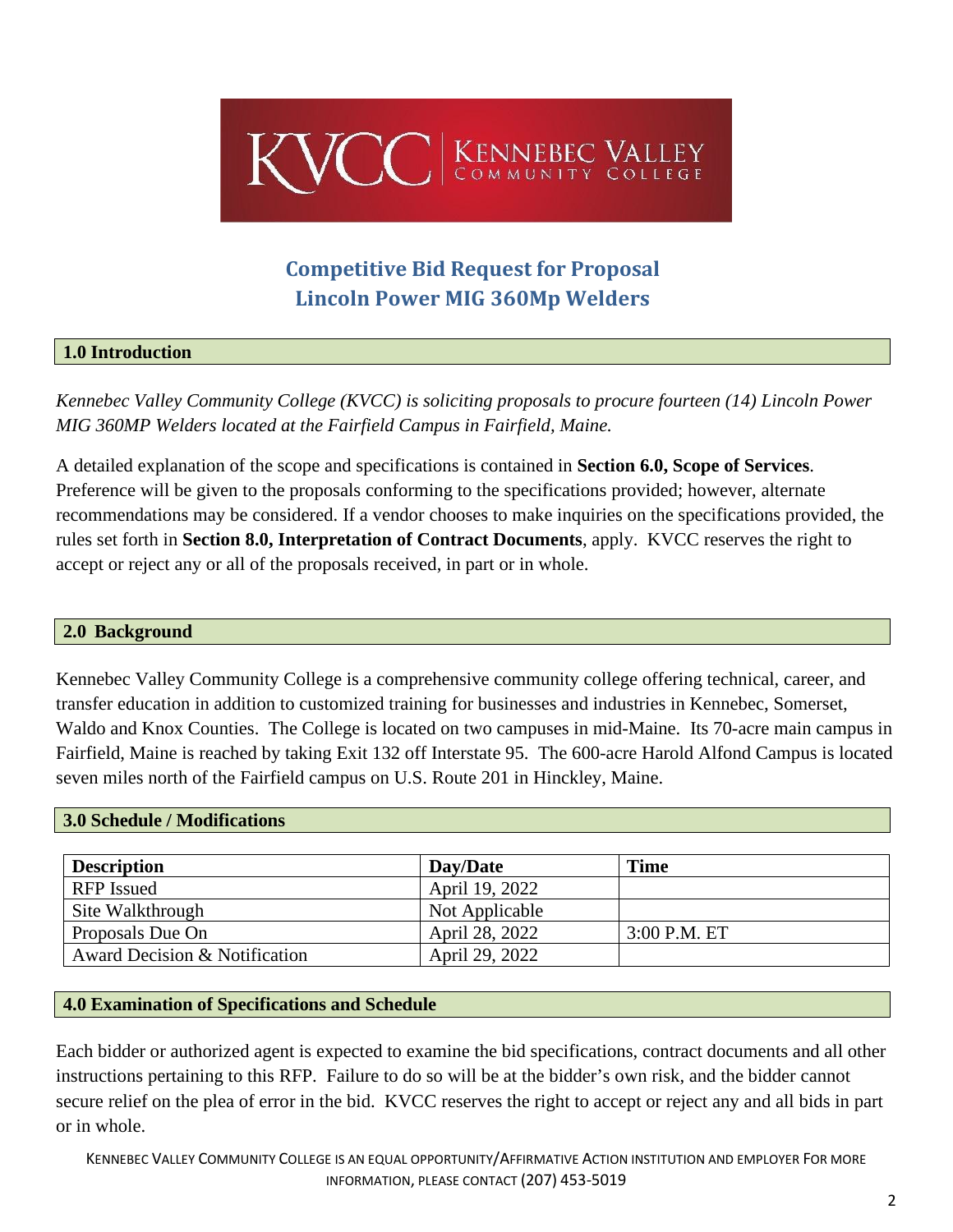# Competitive Bid Request for Proposal
# Lincoln Power MIG 360Mp Welders

## 1.0 Introduction

*Kennebec Valley Community College (KVCC) is soliciting proposals to procure fourteen (14) Lincoln Power MIG 360MP Welders located at the Fairfield Campus in Fairfield, Maine.*

A detailed explanation of the scope and specifications is contained in **Section 6.0, Scope of Services**. Preference will be given to the proposals conforming to the specifications provided; however, alternate recommendations may be considered. If a vendor chooses to make inquiries on the specifications provided, the rules set forth in **Section 8.0, Interpretation of Contract Documents**, apply. KVCC reserves the right to accept or reject any or all of the proposals received, in part or in whole.

## 2.0 Background

Kennebec Valley Community College is a comprehensive community college offering technical, career, and transfer education in addition to customized training for businesses and industries in Kennebec, Somerset, Waldo and Knox Counties. The College is located on two campuses in mid-Maine. Its 70-acre main campus in Fairfield, Maine is reached by taking Exit 132 off Interstate 95. The 600-acre Harold Alfond Campus is located seven miles north of the Fairfield campus on U.S. Route 201 in Hinckley, Maine.

## 3.0 Schedule / Modifications

| Description | Day/Date | Time |
|---|---|---|
| RFP Issued | April 19, 2022 | |
| Site Walkthrough | Not Applicable | |
| Proposals Due On | April 28, 2022 | 3:00 P.M. ET |
| Award Decision & Notification | April 29, 2022 | |

## 4.0 Examination of Specifications and Schedule

Each bidder or authorized agent is expected to examine the bid specifications, contract documents and all other instructions pertaining to this RFP. Failure to do so will be at the bidder's own risk, and the bidder cannot secure relief on the plea of error in the bid. KVCC reserves the right to accept or reject any and all bids in part or in whole.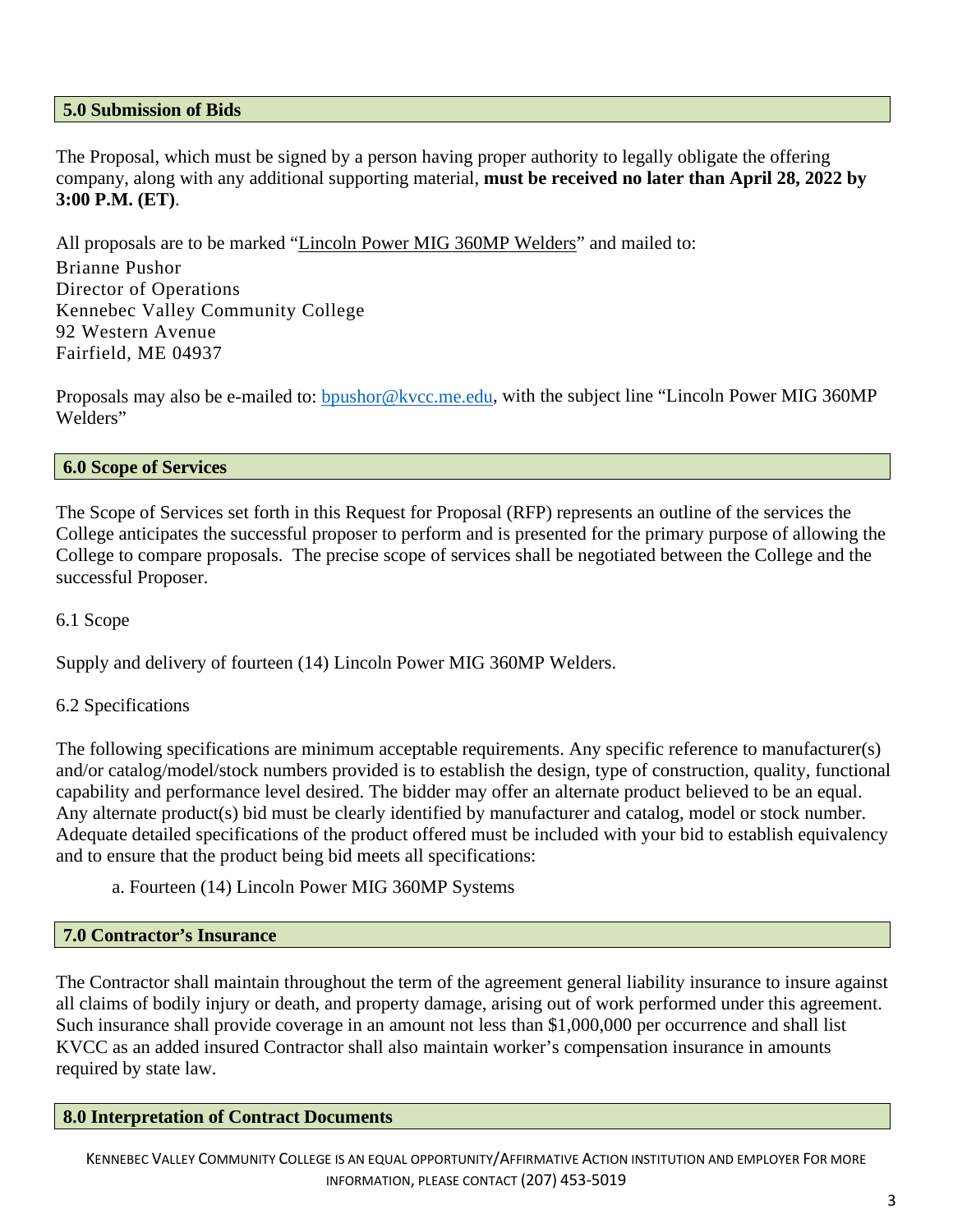## 5.0 Submission of Bids

The Proposal, which must be signed by a person having proper authority to legally obligate the offering company, along with any additional supporting material, **must be received no later than April 28, 2022 by 3:00 P.M. (ET)**.

All proposals are to be marked "Lincoln Power MIG 360MP Welders" and mailed to:

Brianne Pushor  
Director of Operations  
Kennebec Valley Community College  
92 Western Avenue  
Fairfield, ME 04937

Proposals may also be e-mailed to: bpushor@kvcc.me.edu, with the subject line "Lincoln Power MIG 360MP Welders"

## 6.0 Scope of Services

The Scope of Services set forth in this Request for Proposal (RFP) represents an outline of the services the College anticipates the successful proposer to perform and is presented for the primary purpose of allowing the College to compare proposals. The precise scope of services shall be negotiated between the College and the successful Proposer.

6.1 Scope

Supply and delivery of fourteen (14) Lincoln Power MIG 360MP Welders.

6.2 Specifications

The following specifications are minimum acceptable requirements. Any specific reference to manufacturer(s) and/or catalog/model/stock numbers provided is to establish the design, type of construction, quality, functional capability and performance level desired. The bidder may offer an alternate product believed to be an equal. Any alternate product(s) bid must be clearly identified by manufacturer and catalog, model or stock number. Adequate detailed specifications of the product offered must be included with your bid to establish equivalency and to ensure that the product being bid meets all specifications:

a. Fourteen (14) Lincoln Power MIG 360MP Systems

## 7.0 Contractor's Insurance

The Contractor shall maintain throughout the term of the agreement general liability insurance to insure against all claims of bodily injury or death, and property damage, arising out of work performed under this agreement. Such insurance shall provide coverage in an amount not less than $1,000,000 per occurrence and shall list KVCC as an added insured Contractor shall also maintain worker's compensation insurance in amounts required by state law.

## 8.0 Interpretation of Contract Documents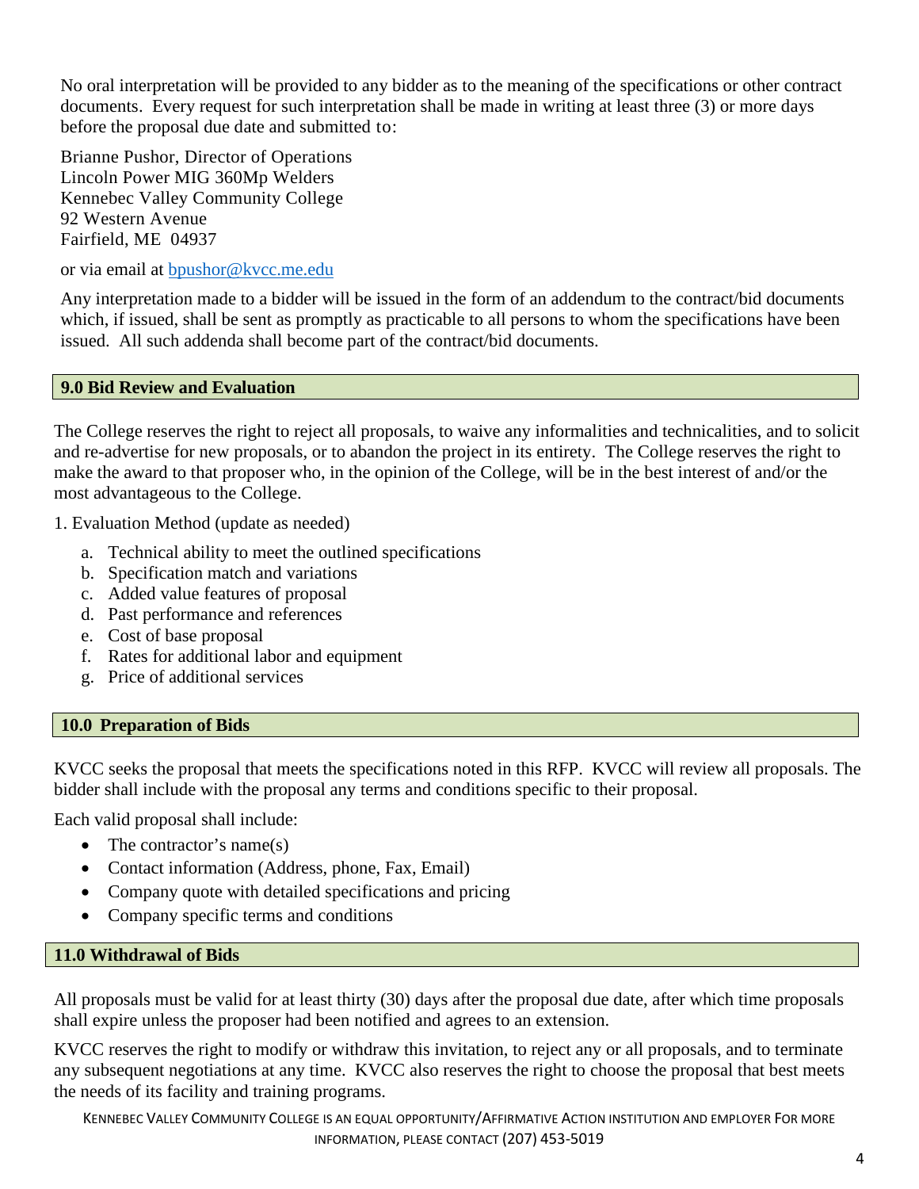No oral interpretation will be provided to any bidder as to the meaning of the specifications or other contract documents. Every request for such interpretation shall be made in writing at least three (3) or more days before the proposal due date and submitted to:

Brianne Pushor, Director of Operations
Lincoln Power MIG 360Mp Welders
Kennebec Valley Community College
92 Western Avenue
Fairfield, ME 04937

or via email at bpushor@kvcc.me.edu

Any interpretation made to a bidder will be issued in the form of an addendum to the contract/bid documents which, if issued, shall be sent as promptly as practicable to all persons to whom the specifications have been issued. All such addenda shall become part of the contract/bid documents.

## 9.0 Bid Review and Evaluation

The College reserves the right to reject all proposals, to waive any informalities and technicalities, and to solicit and re-advertise for new proposals, or to abandon the project in its entirety. The College reserves the right to make the award to that proposer who, in the opinion of the College, will be in the best interest of and/or the most advantageous to the College.

1. Evaluation Method (update as needed)

   a. Technical ability to meet the outlined specifications
   b. Specification match and variations
   c. Added value features of proposal
   d. Past performance and references
   e. Cost of base proposal
   f. Rates for additional labor and equipment
   g. Price of additional services

## 10.0 Preparation of Bids

KVCC seeks the proposal that meets the specifications noted in this RFP. KVCC will review all proposals. The bidder shall include with the proposal any terms and conditions specific to their proposal.

Each valid proposal shall include:

- The contractor's name(s)
- Contact information (Address, phone, Fax, Email)
- Company quote with detailed specifications and pricing
- Company specific terms and conditions

## 11.0 Withdrawal of Bids

All proposals must be valid for at least thirty (30) days after the proposal due date, after which time proposals shall expire unless the proposer had been notified and agrees to an extension.

KVCC reserves the right to modify or withdraw this invitation, to reject any or all proposals, and to terminate any subsequent negotiations at any time. KVCC also reserves the right to choose the proposal that best meets the needs of its facility and training programs.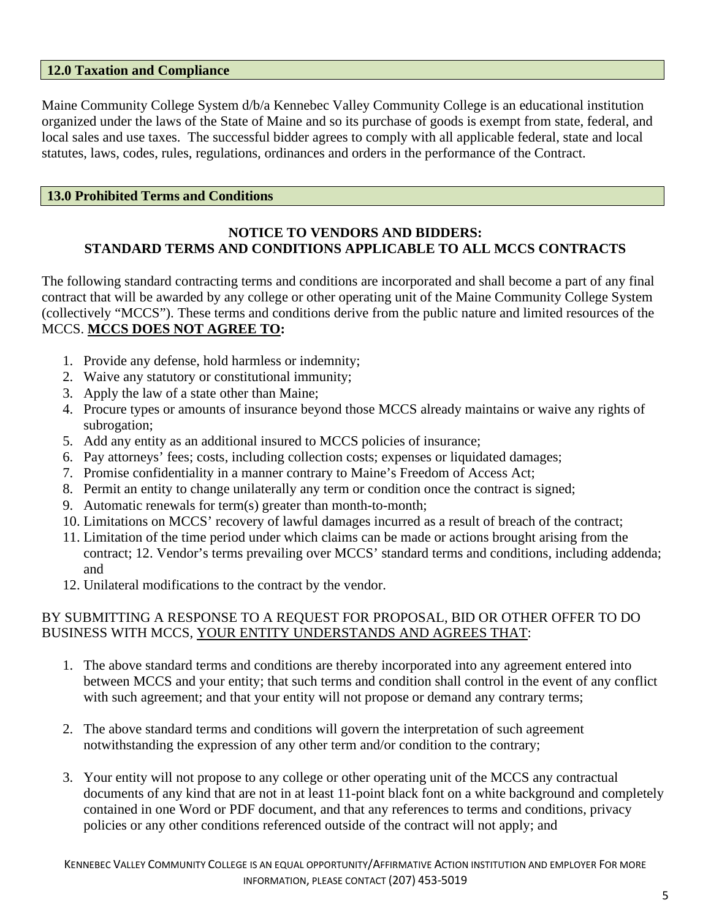## 12.0 Taxation and Compliance

Maine Community College System d/b/a Kennebec Valley Community College is an educational institution organized under the laws of the State of Maine and so its purchase of goods is exempt from state, federal, and local sales and use taxes. The successful bidder agrees to comply with all applicable federal, state and local statutes, laws, codes, rules, regulations, ordinances and orders in the performance of the Contract.

## 13.0 Prohibited Terms and Conditions

**NOTICE TO VENDORS AND BIDDERS:**
**STANDARD TERMS AND CONDITIONS APPLICABLE TO ALL MCCS CONTRACTS**

The following standard contracting terms and conditions are incorporated and shall become a part of any final contract that will be awarded by any college or other operating unit of the Maine Community College System (collectively "MCCS"). These terms and conditions derive from the public nature and limited resources of the MCCS. **MCCS DOES NOT AGREE TO:**

1. Provide any defense, hold harmless or indemnity;
2. Waive any statutory or constitutional immunity;
3. Apply the law of a state other than Maine;
4. Procure types or amounts of insurance beyond those MCCS already maintains or waive any rights of subrogation;
5. Add any entity as an additional insured to MCCS policies of insurance;
6. Pay attorneys' fees; costs, including collection costs; expenses or liquidated damages;
7. Promise confidentiality in a manner contrary to Maine's Freedom of Access Act;
8. Permit an entity to change unilaterally any term or condition once the contract is signed;
9. Automatic renewals for term(s) greater than month-to-month;
10. Limitations on MCCS' recovery of lawful damages incurred as a result of breach of the contract;
11. Limitation of the time period under which claims can be made or actions brought arising from the contract; 12. Vendor's terms prevailing over MCCS' standard terms and conditions, including addenda; and
12. Unilateral modifications to the contract by the vendor.

BY SUBMITTING A RESPONSE TO A REQUEST FOR PROPOSAL, BID OR OTHER OFFER TO DO BUSINESS WITH MCCS, YOUR ENTITY UNDERSTANDS AND AGREES THAT:

1. The above standard terms and conditions are thereby incorporated into any agreement entered into between MCCS and your entity; that such terms and condition shall control in the event of any conflict with such agreement; and that your entity will not propose or demand any contrary terms;

2. The above standard terms and conditions will govern the interpretation of such agreement notwithstanding the expression of any other term and/or condition to the contrary;

3. Your entity will not propose to any college or other operating unit of the MCCS any contractual documents of any kind that are not in at least 11-point black font on a white background and completely contained in one Word or PDF document, and that any references to terms and conditions, privacy policies or any other conditions referenced outside of the contract will not apply; and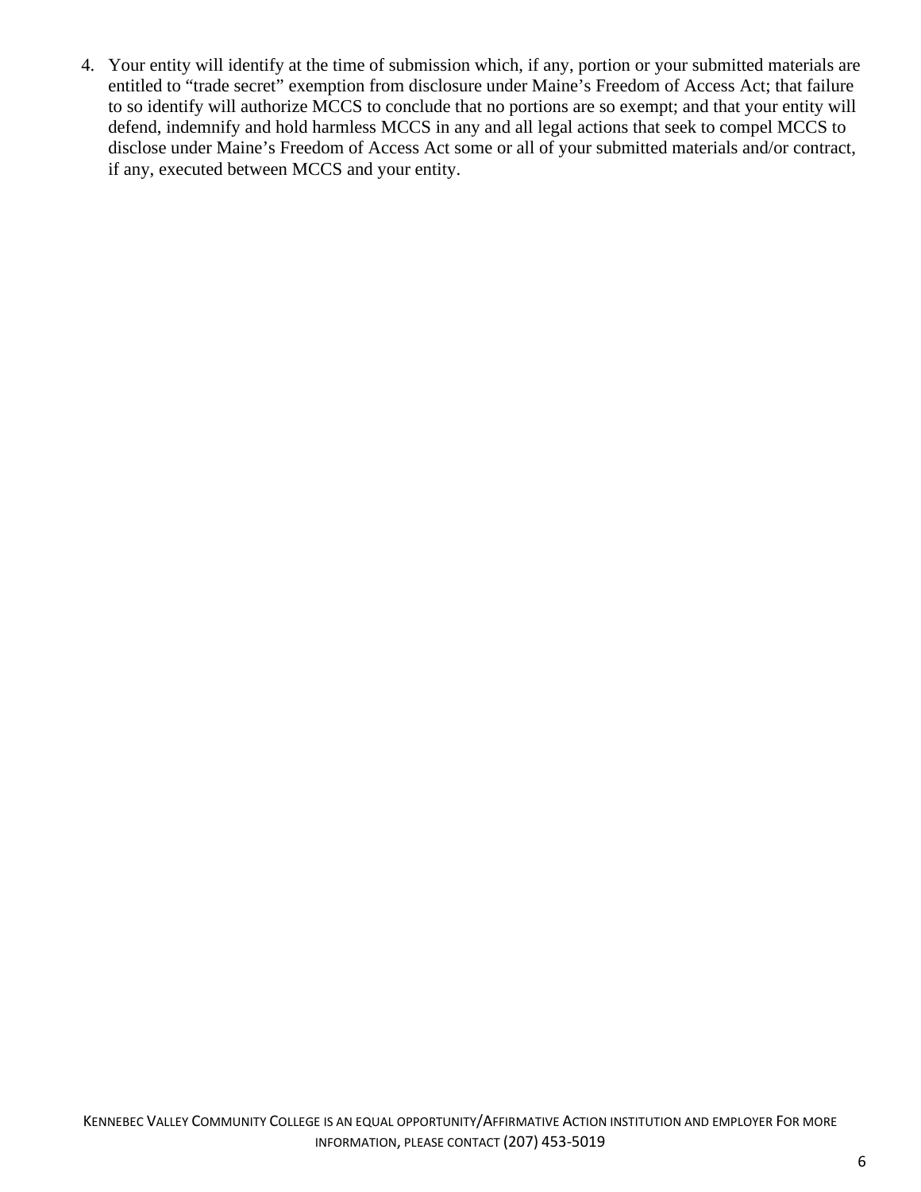4. Your entity will identify at the time of submission which, if any, portion or your submitted materials are entitled to "trade secret" exemption from disclosure under Maine's Freedom of Access Act; that failure to so identify will authorize MCCS to conclude that no portions are so exempt; and that your entity will defend, indemnify and hold harmless MCCS in any and all legal actions that seek to compel MCCS to disclose under Maine's Freedom of Access Act some or all of your submitted materials and/or contract, if any, executed between MCCS and your entity.